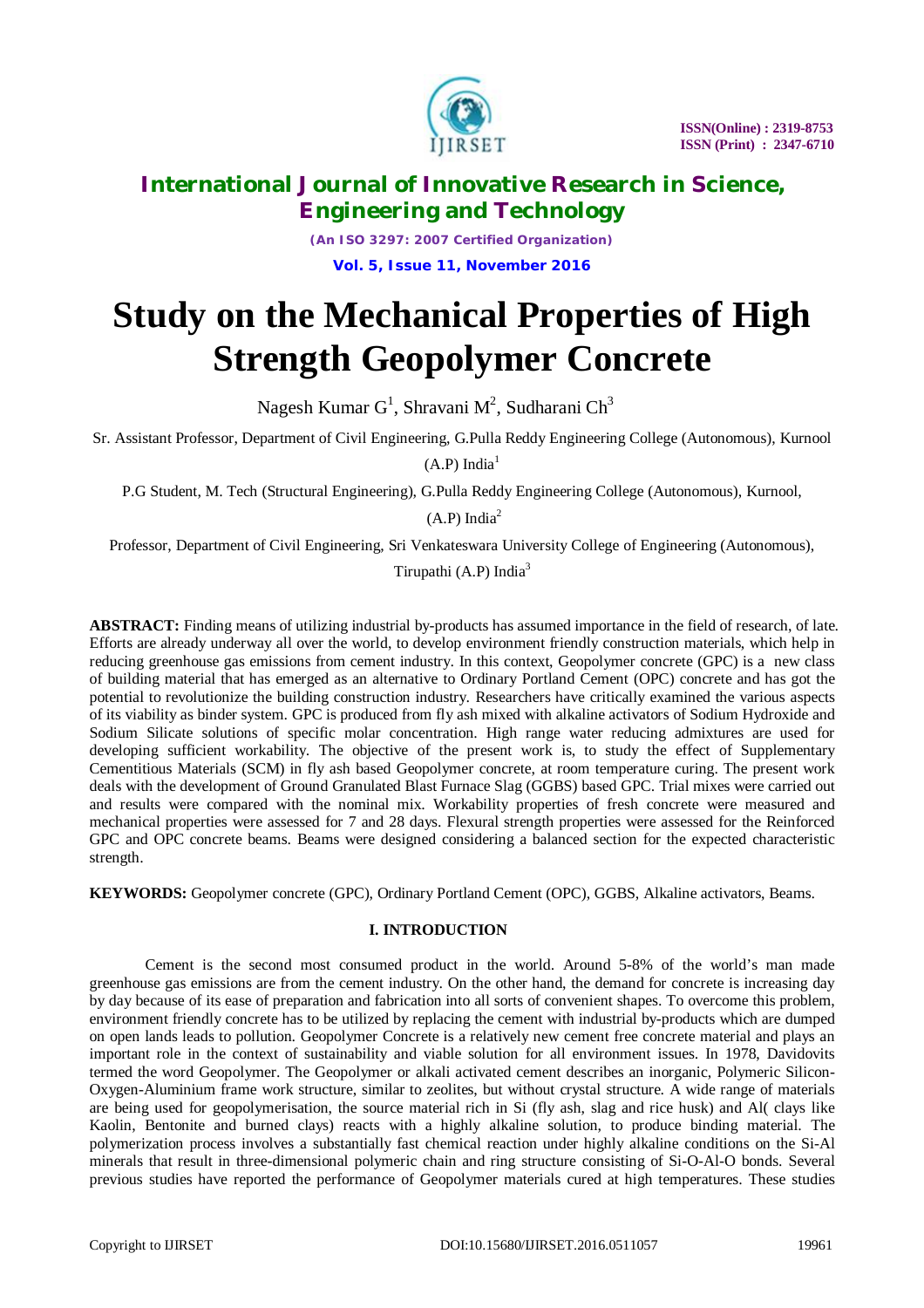# Study on the Mechanical Properties of High Strength Geopolymer Concrete

Nagesh Kumar G[1], Shravani M[2], Sudharani Ch[3]

Sr. Assistant Professor, Department of Civil Engineering, G.Pulla Reddy Engineering College (Autonomous), Kurnool (A.P) India[1]

P.G Student, M. Tech (Structural Engineering), G.Pulla Reddy Engineering College (Autonomous), Kurnool, (A.P) India[2]

Professor, Department of Civil Engineering, Sri Venkateswara University College of Engineering (Autonomous), Tirupathi (A.P) India[3]

**ABSTRACT:** Finding means of utilizing industrial by-products has assumed importance in the field of research, of late. Efforts are already underway all over the world, to develop environment friendly construction materials, which help in reducing greenhouse gas emissions from cement industry. In this context, Geopolymer concrete (GPC) is a new class of building material that has emerged as an alternative to Ordinary Portland Cement (OPC) concrete and has got the potential to revolutionize the building construction industry. Researchers have critically examined the various aspects of its viability as binder system. GPC is produced from fly ash mixed with alkaline activators of Sodium Hydroxide and Sodium Silicate solutions of specific molar concentration. High range water reducing admixtures are used for developing sufficient workability. The objective of the present work is, to study the effect of Supplementary Cementitious Materials (SCM) in fly ash based Geopolymer concrete, at room temperature curing. The present work deals with the development of Ground Granulated Blast Furnace Slag (GGBS) based GPC. Trial mixes were carried out and results were compared with the nominal mix. Workability properties of fresh concrete were measured and mechanical properties were assessed for 7 and 28 days. Flexural strength properties were assessed for the Reinforced GPC and OPC concrete beams. Beams were designed considering a balanced section for the expected characteristic strength.

**KEYWORDS:** Geopolymer concrete (GPC), Ordinary Portland Cement (OPC), GGBS, Alkaline activators, Beams.

## I. INTRODUCTION

Cement is the second most consumed product in the world. Around 5-8% of the world's man made greenhouse gas emissions are from the cement industry. On the other hand, the demand for concrete is increasing day by day because of its ease of preparation and fabrication into all sorts of convenient shapes. To overcome this problem, environment friendly concrete has to be utilized by replacing the cement with industrial by-products which are dumped on open lands leads to pollution. Geopolymer Concrete is a relatively new cement free concrete material and plays an important role in the context of sustainability and viable solution for all environment issues. In 1978, Davidovits termed the word Geopolymer. The Geopolymer or alkali activated cement describes an inorganic, Polymeric Silicon-Oxygen-Aluminium frame work structure, similar to zeolites, but without crystal structure. A wide range of materials are being used for geopolymerisation, the source material rich in Si (fly ash, slag and rice husk) and Al( clays like Kaolin, Bentonite and burned clays) reacts with a highly alkaline solution, to produce binding material. The polymerization process involves a substantially fast chemical reaction under highly alkaline conditions on the Si-Al minerals that result in three-dimensional polymeric chain and ring structure consisting of Si-O-Al-O bonds. Several previous studies have reported the performance of Geopolymer materials cured at high temperatures. These studies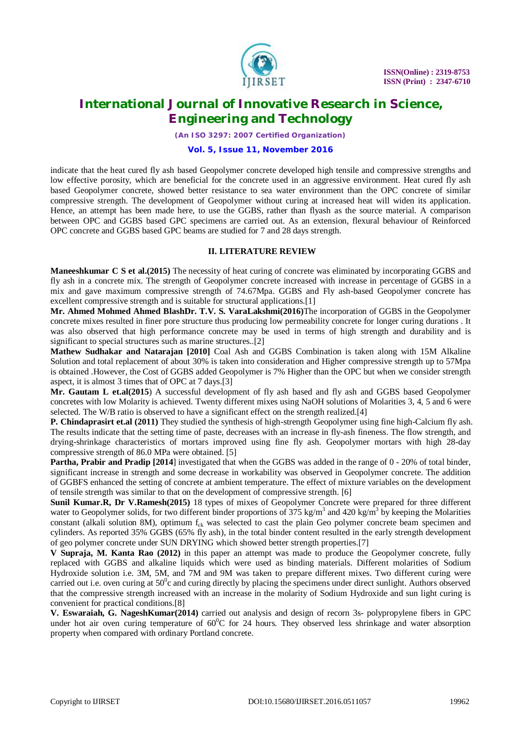indicate that the heat cured fly ash based Geopolymer concrete developed high tensile and compressive strengths and low effective porosity, which are beneficial for the concrete used in an aggressive environment. Heat cured fly ash based Geopolymer concrete, showed better resistance to sea water environment than the OPC concrete of similar compressive strength. The development of Geopolymer without curing at increased heat will widen its application. Hence, an attempt has been made here, to use the GGBS, rather than flyash as the source material. A comparison between OPC and GGBS based GPC specimens are carried out. As an extension, flexural behaviour of Reinforced OPC concrete and GGBS based GPC beams are studied for 7 and 28 days strength.

## II. LITERATURE REVIEW

**Maneeshkumar C S et al.(2015)** The necessity of heat curing of concrete was eliminated by incorporating GGBS and fly ash in a concrete mix. The strength of Geopolymer concrete increased with increase in percentage of GGBS in a mix and gave maximum compressive strength of 74.67Mpa. GGBS and Fly ash-based Geopolymer concrete has excellent compressive strength and is suitable for structural applications.[1]

**Mr. Ahmed Mohmed Ahmed BlashDr. T.V. S. VaraLakshmi(2016)**The incorporation of GGBS in the Geopolymer concrete mixes resulted in finer pore structure thus producing low permeability concrete for longer curing durations . It was also observed that high performance concrete may be used in terms of high strength and durability and is significant to special structures such as marine structures..[2]

**Mathew Sudhakar and Natarajan [2010]** Coal Ash and GGBS Combination is taken along with 15M Alkaline Solution and total replacement of about 30% is taken into consideration and Higher compressive strength up to 57Mpa is obtained .However, the Cost of GGBS added Geopolymer is 7% Higher than the OPC but when we consider strength aspect, it is almost 3 times that of OPC at 7 days.[3]

**Mr. Gautam L et.al(2015**) A successful development of fly ash based and fly ash and GGBS based Geopolymer concretes with low Molarity is achieved. Twenty different mixes using NaOH solutions of Molarities 3, 4, 5 and 6 were selected. The W/B ratio is observed to have a significant effect on the strength realized.[4]

**P. Chindaprasirt et.al (2011)** They studied the synthesis of high-strength Geopolymer using fine high-Calcium fly ash. The results indicate that the setting time of paste, decreases with an increase in fly-ash fineness. The flow strength, and drying-shrinkage characteristics of mortars improved using fine fly ash. Geopolymer mortars with high 28-day compressive strength of 86.0 MPa were obtained. [5]

**Partha, Prabir and Pradip [2014**] investigated that when the GGBS was added in the range of 0 - 20% of total binder, significant increase in strength and some decrease in workability was observed in Geopolymer concrete. The addition of GGBFS enhanced the setting of concrete at ambient temperature. The effect of mixture variables on the development of tensile strength was similar to that on the development of compressive strength. [6]

**Sunil Kumar.R, Dr V.Ramesh(2015)** 18 types of mixes of Geopolymer Concrete were prepared for three different water to Geopolymer solids, for two different binder proportions of 375 kg/m$^3$ and 420 kg/m$^3$ by keeping the Molarities constant (alkali solution 8M), optimum $f_{ck}$ was selected to cast the plain Geo polymer concrete beam specimen and cylinders. As reported 35% GGBS (65% fly ash), in the total binder content resulted in the early strength development of geo polymer concrete under SUN DRYING which showed better strength properties.[7]

**V Supraja, M. Kanta Rao (2012)** in this paper an attempt was made to produce the Geopolymer concrete, fully replaced with GGBS and alkaline liquids which were used as binding materials. Different molarities of Sodium Hydroxide solution i.e. 3M, 5M, and 7M and 9M was taken to prepare different mixes. Two different curing were carried out i.e. oven curing at 50$^0$c and curing directly by placing the specimens under direct sunlight. Authors observed that the compressive strength increased with an increase in the molarity of Sodium Hydroxide and sun light curing is convenient for practical conditions.[8]

**V. Eswaraiah, G. NageshKumar(2014)** carried out analysis and design of recorn 3s- polypropylene fibers in GPC under hot air oven curing temperature of 60$^0$C for 24 hours. They observed less shrinkage and water absorption property when compared with ordinary Portland concrete.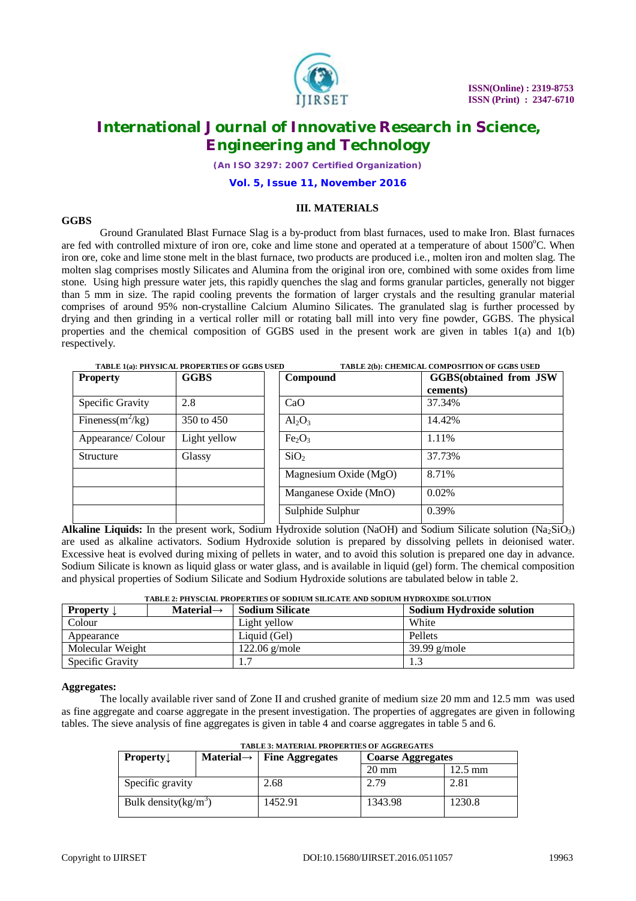## III. MATERIALS

### GGBS

Ground Granulated Blast Furnace Slag is a by-product from blast furnaces, used to make Iron. Blast furnaces are fed with controlled mixture of iron ore, coke and lime stone and operated at a temperature of about $1500^oC$. When iron ore, coke and lime stone melt in the blast furnace, two products are produced i.e., molten iron and molten slag. The molten slag comprises mostly Silicates and Alumina from the original iron ore, combined with some oxides from lime stone. Using high pressure water jets, this rapidly quenches the slag and forms granular particles, generally not bigger than 5 mm in size. The rapid cooling prevents the formation of larger crystals and the resulting granular material comprises of around 95% non-crystalline Calcium Alumino Silicates. The granulated slag is further processed by drying and then grinding in a vertical roller mill or rotating ball mill into very fine powder, GGBS. The physical properties and the chemical composition of GGBS used in the present work are given in tables 1(a) and 1(b) respectively.

TABLE 1(a): PHYSICAL PROPERTIES OF GGBS USED

| Property | GGBS |
|---|---|
| Specific Gravity | 2.8 |
| Fineness($m^2$/kg) | 350 to 450 |
| Appearance/ Colour | Light yellow |
| Structure | Glassy |

TABLE 2(b): CHEMICAL COMPOSITION OF GGBS USED

| Compound | GGBS(obtained from JSW cements) |
|---|---|
| CaO | 37.34% |
| $Al_2O_3$ | 14.42% |
| $Fe_2O_3$ | 1.11% |
| $SiO_2$ | 37.73% |
| Magnesium Oxide (MgO) | 8.71% |
| Manganese Oxide (MnO) | 0.02% |
| Sulphide Sulphur | 0.39% |

**Alkaline Liquids:** In the present work, Sodium Hydroxide solution (NaOH) and Sodium Silicate solution ($Na_2SiO_3$) are used as alkaline activators. Sodium Hydroxide solution is prepared by dissolving pellets in deionised water. Excessive heat is evolved during mixing of pellets in water, and to avoid this solution is prepared one day in advance. Sodium Silicate is known as liquid glass or water glass, and is available in liquid (gel) form. The chemical composition and physical properties of Sodium Silicate and Sodium Hydroxide solutions are tabulated below in table 2.

TABLE 2: PHYSCIAL PROPERTIES OF SODIUM SILICATE AND SODIUM HYDROXIDE SOLUTION

| Property ↓ Material→ | Sodium Silicate | Sodium Hydroxide solution |
|---|---|---|
| Colour | Light yellow | White |
| Appearance | Liquid (Gel) | Pellets |
| Molecular Weight | 122.06 g/mole | 39.99 g/mole |
| Specific Gravity | 1.7 | 1.3 |

### Aggregates:

The locally available river sand of Zone II and crushed granite of medium size 20 mm and 12.5 mm was used as fine aggregate and coarse aggregate in the present investigation. The properties of aggregates are given in following tables. The sieve analysis of fine aggregates is given in table 4 and coarse aggregates in table 5 and 6.

TABLE 3: MATERIAL PROPERTIES OF AGGREGATES

| Property↓ Material→ | Fine Aggregates | Coarse Aggregates | |
|---|---|---|---|
| | | 20 mm | 12.5 mm |
| Specific gravity | 2.68 | 2.79 | 2.81 |
| Bulk density(kg/$m^3$) | 1452.91 | 1343.98 | 1230.8 |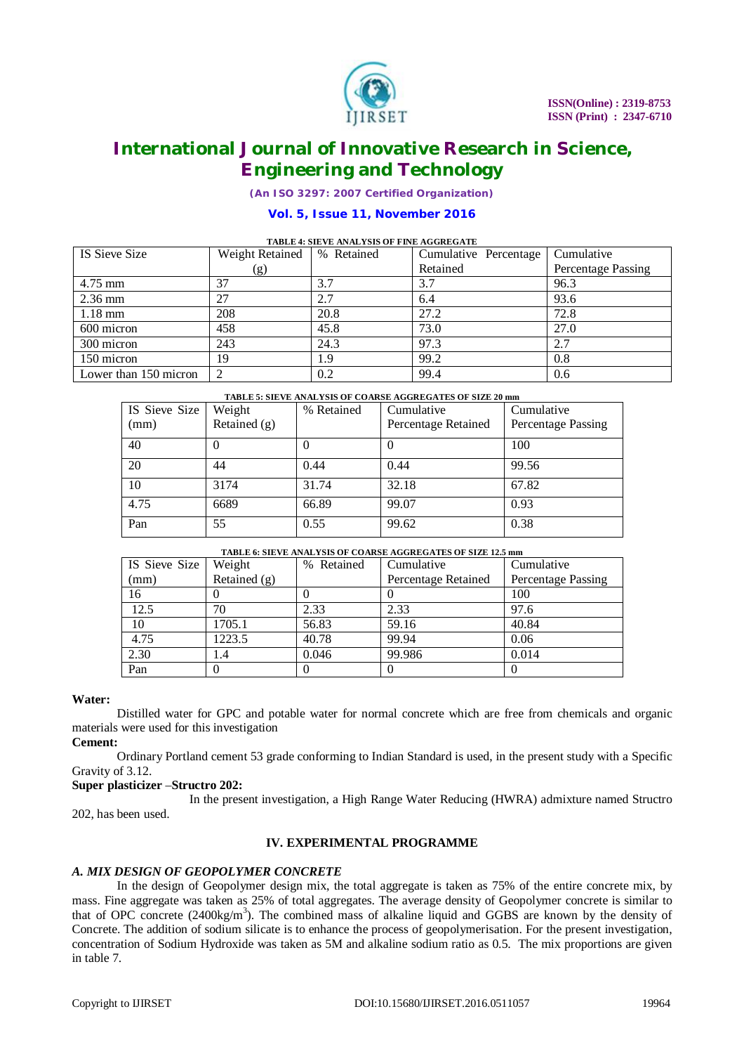**TABLE 4: SIEVE ANALYSIS OF FINE AGGREGATE**

| IS Sieve Size | Weight Retained (g) | % Retained | Cumulative Percentage Retained | Cumulative Percentage Passing |
|---|---|---|---|---|
| 4.75 mm | 37 | 3.7 | 3.7 | 96.3 |
| 2.36 mm | 27 | 2.7 | 6.4 | 93.6 |
| 1.18 mm | 208 | 20.8 | 27.2 | 72.8 |
| 600 micron | 458 | 45.8 | 73.0 | 27.0 |
| 300 micron | 243 | 24.3 | 97.3 | 2.7 |
| 150 micron | 19 | 1.9 | 99.2 | 0.8 |
| Lower than 150 micron | 2 | 0.2 | 99.4 | 0.6 |

**TABLE 5: SIEVE ANALYSIS OF COARSE AGGREGATES OF SIZE 20 mm**

| IS Sieve Size (mm) | Weight Retained (g) | % Retained | Cumulative Percentage Retained | Cumulative Percentage Passing |
|---|---|---|---|---|
| 40 | 0 | 0 | 0 | 100 |
| 20 | 44 | 0.44 | 0.44 | 99.56 |
| 10 | 3174 | 31.74 | 32.18 | 67.82 |
| 4.75 | 6689 | 66.89 | 99.07 | 0.93 |
| Pan | 55 | 0.55 | 99.62 | 0.38 |

**TABLE 6: SIEVE ANALYSIS OF COARSE AGGREGATES OF SIZE 12.5 mm**

| IS Sieve Size (mm) | Weight Retained (g) | % Retained | Cumulative Percentage Retained | Cumulative Percentage Passing |
|---|---|---|---|---|
| 16 | 0 | 0 | 0 | 100 |
| 12.5 | 70 | 2.33 | 2.33 | 97.6 |
| 10 | 1705.1 | 56.83 | 59.16 | 40.84 |
| 4.75 | 1223.5 | 40.78 | 99.94 | 0.06 |
| 2.30 | 1.4 | 0.046 | 99.986 | 0.014 |
| Pan | 0 | 0 | 0 | 0 |

**Water:**

Distilled water for GPC and potable water for normal concrete which are free from chemicals and organic materials were used for this investigation

**Cement:**

Ordinary Portland cement 53 grade conforming to Indian Standard is used, in the present study with a Specific Gravity of 3.12.

**Super plasticizer –Structro 202:**

In the present investigation, a High Range Water Reducing (HWRA) admixture named Structro 202, has been used.

## IV. EXPERIMENTAL PROGRAMME

### *A. MIX DESIGN OF GEOPOLYMER CONCRETE*

In the design of Geopolymer design mix, the total aggregate is taken as 75% of the entire concrete mix, by mass. Fine aggregate was taken as 25% of total aggregates. The average density of Geopolymer concrete is similar to that of OPC concrete (2400kg/m$^3$). The combined mass of alkaline liquid and GGBS are known by the density of Concrete. The addition of sodium silicate is to enhance the process of geopolymerisation. For the present investigation, concentration of Sodium Hydroxide was taken as 5M and alkaline sodium ratio as 0.5. The mix proportions are given in table 7.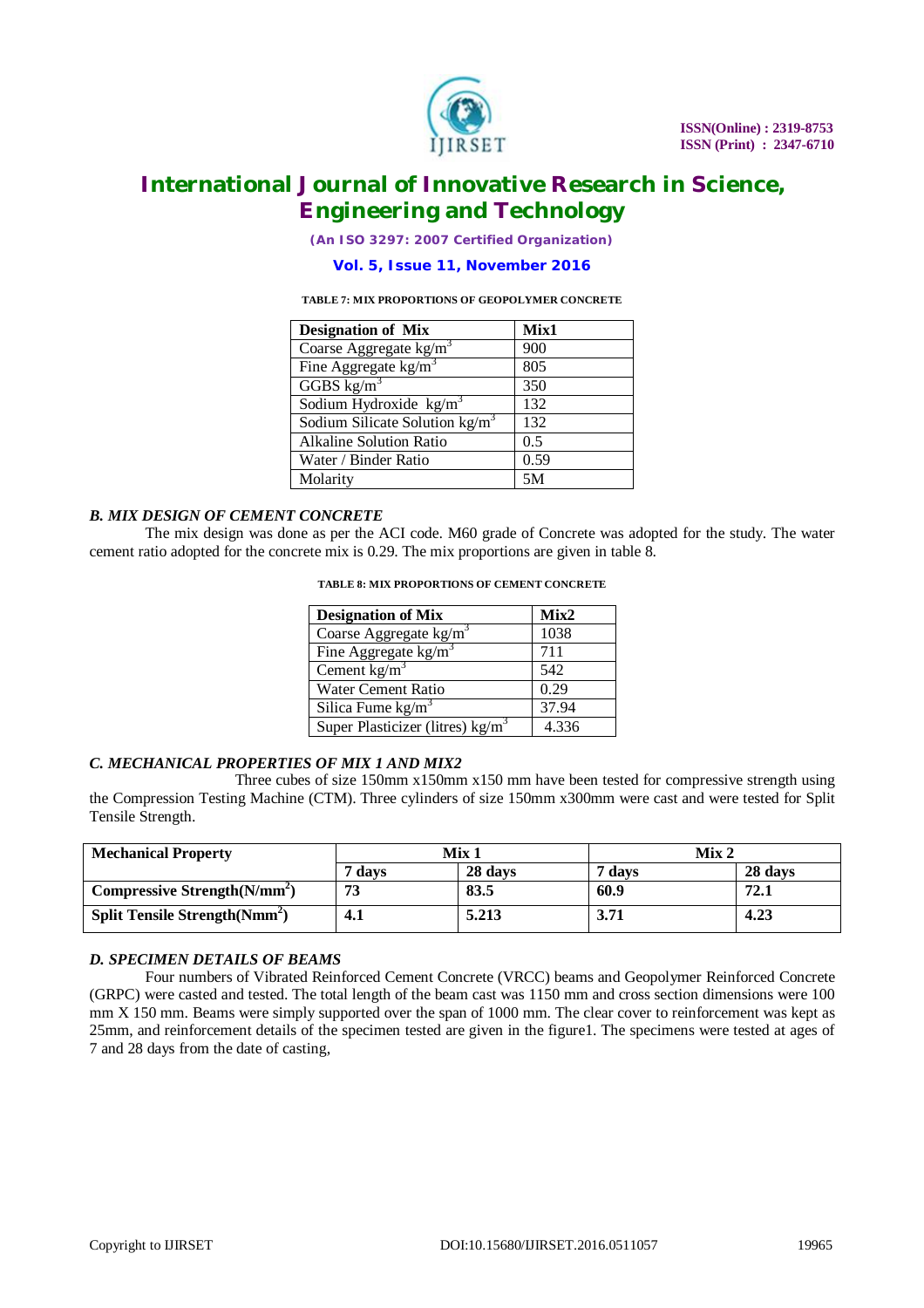**TABLE 7: MIX PROPORTIONS OF GEOPOLYMER CONCRETE**

| Designation of Mix | Mix1 |
|---|---|
| Coarse Aggregate $kg/m^3$ | 900 |
| Fine Aggregate $kg/m^3$ | 805 |
| GGBS $kg/m^3$ | 350 |
| Sodium Hydroxide $kg/m^3$ | 132 |
| Sodium Silicate Solution $kg/m^3$ | 132 |
| Alkaline Solution Ratio | 0.5 |
| Water / Binder Ratio | 0.59 |
| Molarity | 5M |

### *B. MIX DESIGN OF CEMENT CONCRETE*

The mix design was done as per the ACI code. M60 grade of Concrete was adopted for the study. The water cement ratio adopted for the concrete mix is 0.29. The mix proportions are given in table 8.

**TABLE 8: MIX PROPORTIONS OF CEMENT CONCRETE**

| Designation of Mix | Mix2 |
|---|---|
| Coarse Aggregate $kg/m^3$ | 1038 |
| Fine Aggregate $kg/m^3$ | 711 |
| Cement $kg/m^3$ | 542 |
| Water Cement Ratio | 0.29 |
| Silica Fume $kg/m^3$ | 37.94 |
| Super Plasticizer (litres) $kg/m^3$ | 4.336 |

### *C. MECHANICAL PROPERTIES OF MIX 1 AND MIX2*

Three cubes of size 150mm x150mm x150 mm have been tested for compressive strength using the Compression Testing Machine (CTM). Three cylinders of size 150mm x300mm were cast and were tested for Split Tensile Strength.

| Mechanical Property | Mix 1 | | Mix 2 | |
|---|---|---|---|---|
| | 7 days | 28 days | 7 days | 28 days |
| **Compressive Strength($N/mm^2$)** | **73** | **83.5** | **60.9** | **72.1** |
| **Split Tensile Strength($Nmm^2$)** | **4.1** | **5.213** | **3.71** | **4.23** |

### *D. SPECIMEN DETAILS OF BEAMS*

Four numbers of Vibrated Reinforced Cement Concrete (VRCC) beams and Geopolymer Reinforced Concrete (GRPC) were casted and tested. The total length of the beam cast was 1150 mm and cross section dimensions were 100 mm X 150 mm. Beams were simply supported over the span of 1000 mm. The clear cover to reinforcement was kept as 25mm, and reinforcement details of the specimen tested are given in the figure1. The specimens were tested at ages of 7 and 28 days from the date of casting,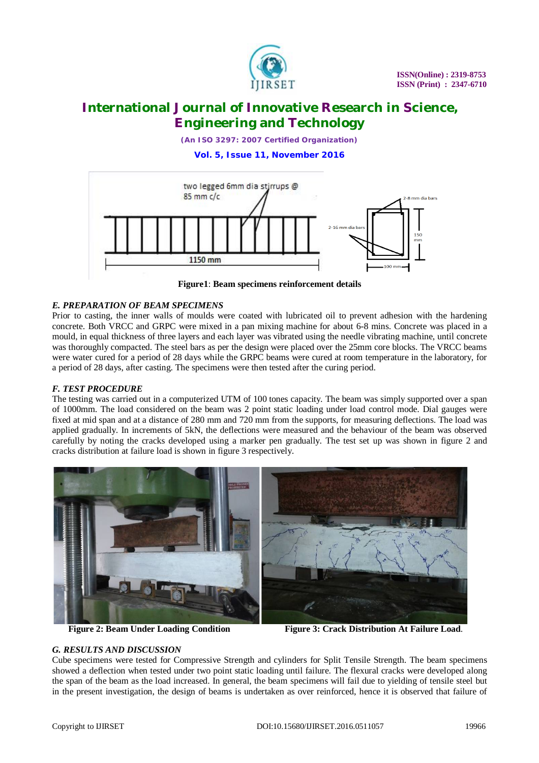**Figure1**: **Beam specimens reinforcement details**

### *E. PREPARATION OF BEAM SPECIMENS*

Prior to casting, the inner walls of moulds were coated with lubricated oil to prevent adhesion with the hardening concrete. Both VRCC and GRPC were mixed in a pan mixing machine for about 6-8 mins. Concrete was placed in a mould, in equal thickness of three layers and each layer was vibrated using the needle vibrating machine, until concrete was thoroughly compacted. The steel bars as per the design were placed over the 25mm core blocks. The VRCC beams were water cured for a period of 28 days while the GRPC beams were cured at room temperature in the laboratory, for a period of 28 days, after casting. The specimens were then tested after the curing period.

### *F. TEST PROCEDURE*

The testing was carried out in a computerized UTM of 100 tones capacity. The beam was simply supported over a span of 1000mm. The load considered on the beam was 2 point static loading under load control mode. Dial gauges were fixed at mid span and at a distance of 280 mm and 720 mm from the supports, for measuring deflections. The load was applied gradually. In increments of 5kN, the deflections were measured and the behaviour of the beam was observed carefully by noting the cracks developed using a marker pen gradually. The test set up was shown in figure 2 and cracks distribution at failure load is shown in figure 3 respectively.

**Figure 2: Beam Under Loading Condition**

**Figure 3: Crack Distribution At Failure Load**.

### *G. RESULTS AND DISCUSSION*

Cube specimens were tested for Compressive Strength and cylinders for Split Tensile Strength. The beam specimens showed a deflection when tested under two point static loading until failure. The flexural cracks were developed along the span of the beam as the load increased. In general, the beam specimens will fail due to yielding of tensile steel but in the present investigation, the design of beams is undertaken as over reinforced, hence it is observed that failure of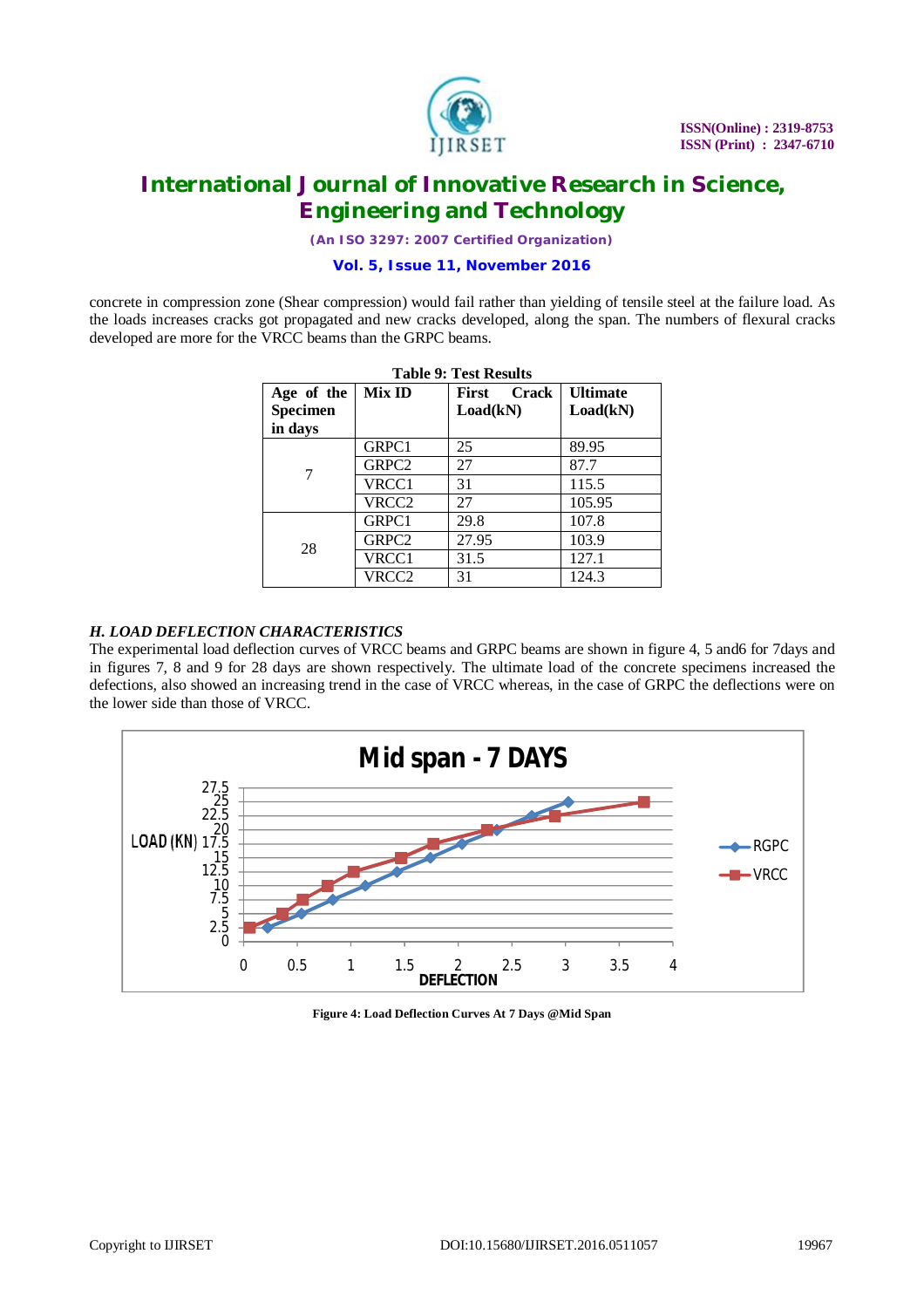concrete in compression zone (Shear compression) would fail rather than yielding of tensile steel at the failure load. As the loads increases cracks got propagated and new cracks developed, along the span. The numbers of flexural cracks developed are more for the VRCC beams than the GRPC beams.

**Table 9: Test Results**

| Age of the Specimen in days | Mix ID | First Crack Load(kN) | Ultimate Load(kN) |
|---|---|---|---|
| 7 | GRPC1 | 25 | 89.95 |
| | GRPC2 | 27 | 87.7 |
| | VRCC1 | 31 | 115.5 |
| | VRCC2 | 27 | 105.95 |
| 28 | GRPC1 | 29.8 | 107.8 |
| | GRPC2 | 27.95 | 103.9 |
| | VRCC1 | 31.5 | 127.1 |
| | VRCC2 | 31 | 124.3 |

### *H. LOAD DEFLECTION CHARACTERISTICS*

The experimental load deflection curves of VRCC beams and GRPC beams are shown in figure 4, 5 and6 for 7days and in figures 7, 8 and 9 for 28 days are shown respectively. The ultimate load of the concrete specimens increased the defections, also showed an increasing trend in the case of VRCC whereas, in the case of GRPC the deflections were on the lower side than those of VRCC.

**Figure 4: Load Deflection Curves At 7 Days @Mid Span**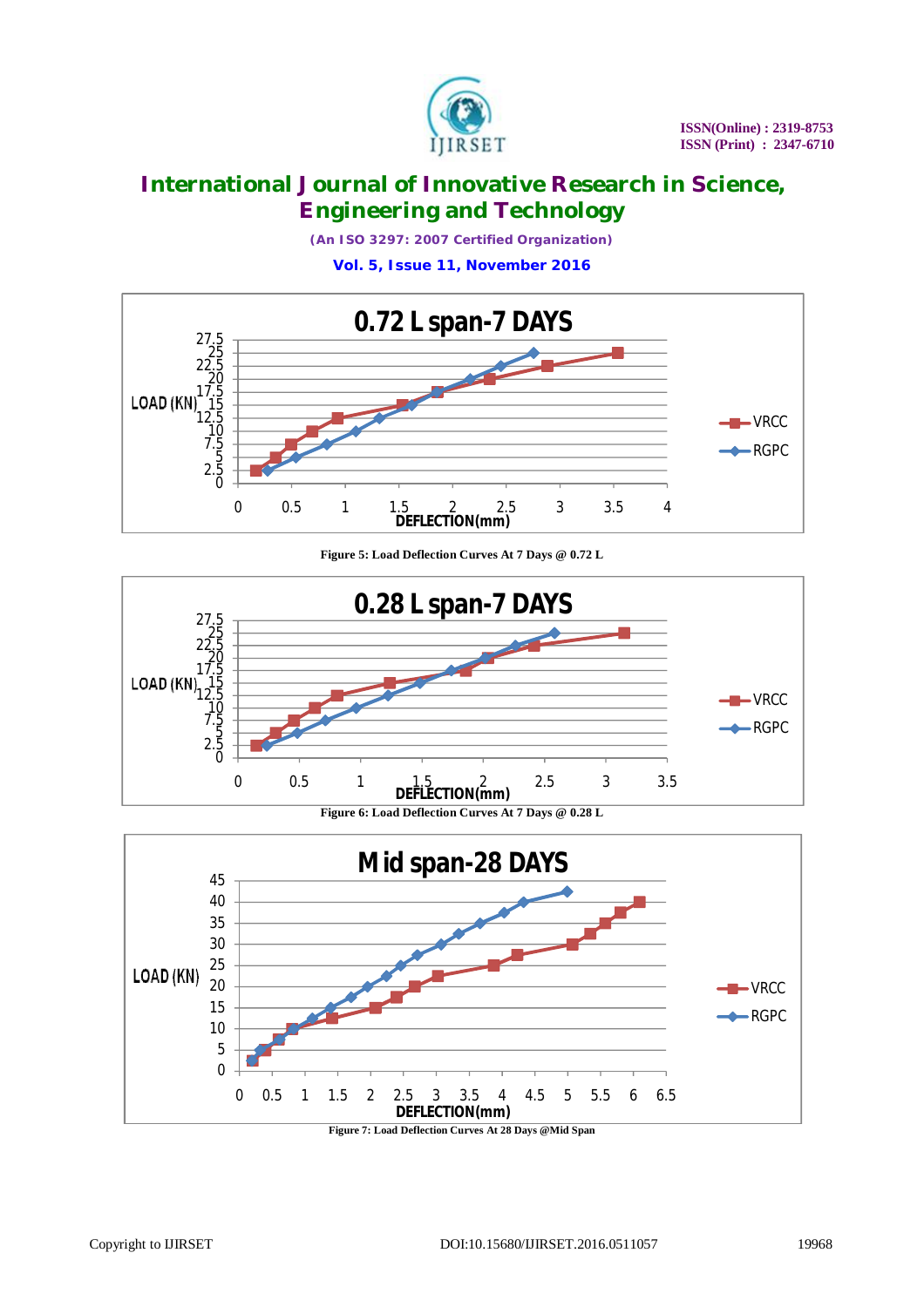Figure 5: Load Deflection Curves At 7 Days @ 0.72 L

Figure 6: Load Deflection Curves At 7 Days @ 0.28 L

Figure 7: Load Deflection Curves At 28 Days @Mid Span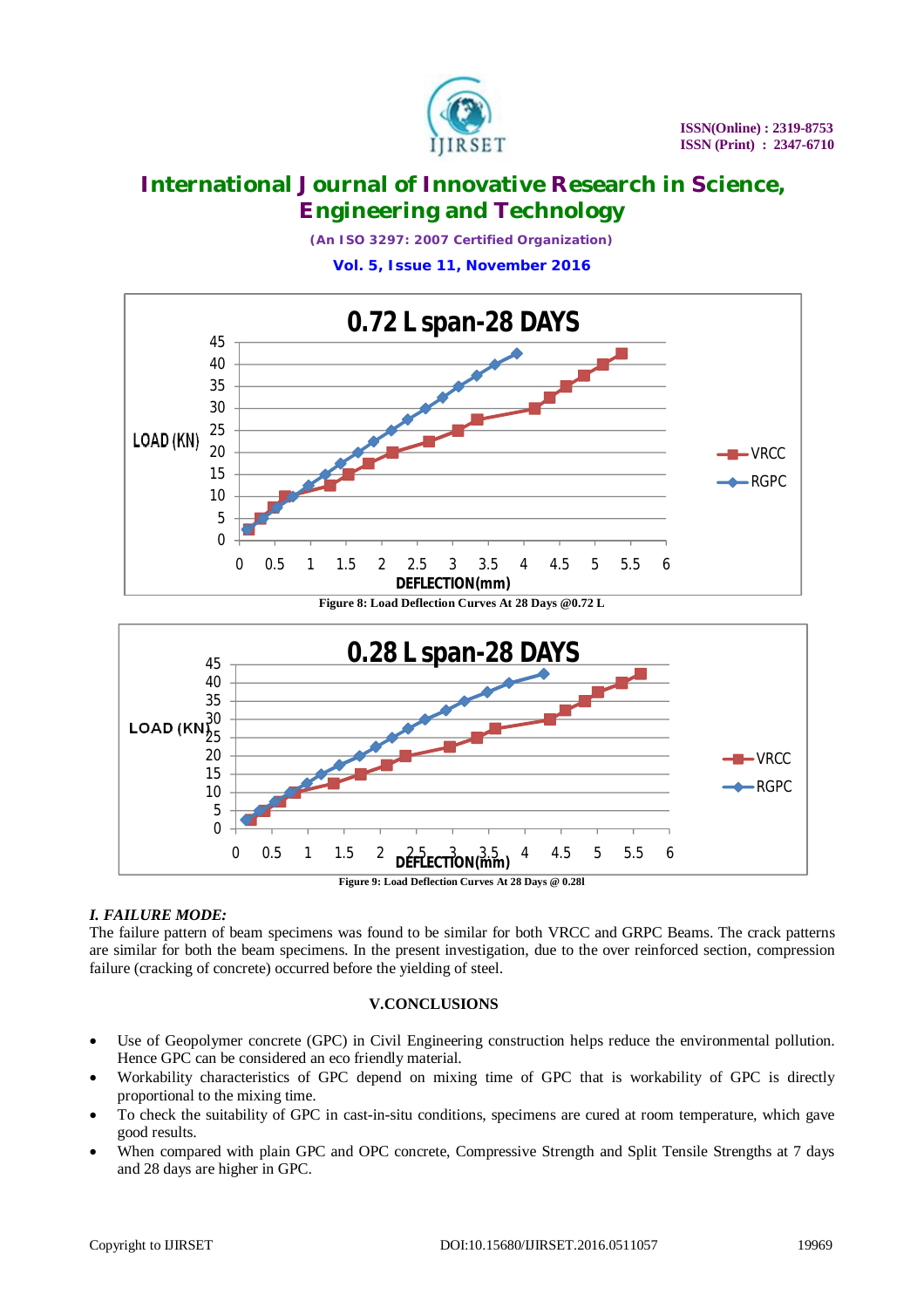Figure 8: Load Deflection Curves At 28 Days @0.72 L

Figure 9: Load Deflection Curves At 28 Days @ 0.28l

### *I. FAILURE MODE:*

The failure pattern of beam specimens was found to be similar for both VRCC and GRPC Beams. The crack patterns are similar for both the beam specimens. In the present investigation, due to the over reinforced section, compression failure (cracking of concrete) occurred before the yielding of steel.

## V.CONCLUSIONS

- Use of Geopolymer concrete (GPC) in Civil Engineering construction helps reduce the environmental pollution. Hence GPC can be considered an eco friendly material.
- Workability characteristics of GPC depend on mixing time of GPC that is workability of GPC is directly proportional to the mixing time.
- To check the suitability of GPC in cast-in-situ conditions, specimens are cured at room temperature, which gave good results.
- When compared with plain GPC and OPC concrete, Compressive Strength and Split Tensile Strengths at 7 days and 28 days are higher in GPC.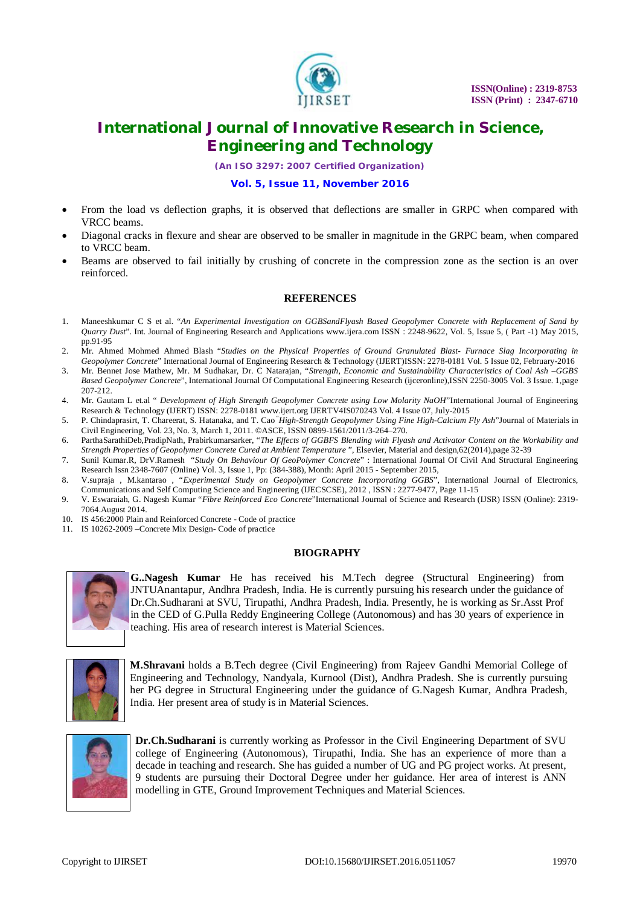- From the load vs deflection graphs, it is observed that deflections are smaller in GRPC when compared with VRCC beams.
- Diagonal cracks in flexure and shear are observed to be smaller in magnitude in the GRPC beam, when compared to VRCC beam.
- Beams are observed to fail initially by crushing of concrete in the compression zone as the section is an over reinforced.

## REFERENCES

1. Maneeshkumar C S et al. "*An Experimental Investigation on GGBSandFlyash Based Geopolymer Concrete with Replacement of Sand by Quarry Dust*". Int. Journal of Engineering Research and Applications www.ijera.com ISSN : 2248-9622, Vol. 5, Issue 5, ( Part -1) May 2015, pp.91-95
2. Mr. Ahmed Mohmed Ahmed Blash "*Studies on the Physical Properties of Ground Granulated Blast- Furnace Slag Incorporating in Geopolymer Concrete*" International Journal of Engineering Research & Technology (IJERT)ISSN: 2278-0181 Vol. 5 Issue 02, February-2016
3. Mr. Bennet Jose Mathew, Mr. M Sudhakar, Dr. C Natarajan, "*Strength, Economic and Sustainability Characteristics of Coal Ash –GGBS Based Geopolymer Concrete*", International Journal Of Computational Engineering Research (ijceronline),ISSN 2250-3005 Vol. 3 Issue. 1,page 207-212.
4. Mr. Gautam L et.al " *Development of High Strength Geopolymer Concrete using Low Molarity NaOH*"International Journal of Engineering Research & Technology (IJERT) ISSN: 2278-0181 www.ijert.org IJERTV4IS070243 Vol. 4 Issue 07, July-2015
5. P. Chindaprasirt, T. Chareerat, S. Hatanaka, and T. Cao "*High-Strength Geopolymer Using Fine High-Calcium Fly Ash*"Journal of Materials in Civil Engineering, Vol. 23, No. 3, March 1, 2011. ©ASCE, ISSN 0899-1561/2011/3-264–270.
6. ParthaSarathiDeb,PradipNath, Prabirkumarsarker, "*The Effects of GGBFS Blending with Flyash and Activator Content on the Workability and Strength Properties of Geopolymer Concrete Cured at Ambient Temperature* ", Elsevier, Material and design,62(2014),page 32-39
7. Sunil Kumar.R, DrV.Ramesh "*Study On Behaviour Of GeoPolymer Concrete*" : International Journal Of Civil And Structural Engineering Research Issn 2348-7607 (Online) Vol. 3, Issue 1, Pp: (384-388), Month: April 2015 - September 2015,
8. V.supraja , M.kantarao , "*Experimental Study on Geopolymer Concrete Incorporating GGBS*", International Journal of Electronics, Communications and Self Computing Science and Engineering (IJECSCSE), 2012 , ISSN : 2277-9477, Page 11-15
9. V. Eswaraiah, G. Nagesh Kumar "*Fibre Reinforced Eco Concrete*"International Journal of Science and Research (IJSR) ISSN (Online): 2319-7064.August 2014.
10. IS 456:2000 Plain and Reinforced Concrete - Code of practice
11. IS 10262-2009 –Concrete Mix Design- Code of practice

## BIOGRAPHY

**G..Nagesh Kumar** He has received his M.Tech degree (Structural Engineering) from JNTUAnantapur, Andhra Pradesh, India. He is currently pursuing his research under the guidance of Dr.Ch.Sudharani at SVU, Tirupathi, Andhra Pradesh, India. Presently, he is working as Sr.Asst Prof in the CED of G.Pulla Reddy Engineering College (Autonomous) and has 30 years of experience in teaching. His area of research interest is Material Sciences.

**M.Shravani** holds a B.Tech degree (Civil Engineering) from Rajeev Gandhi Memorial College of Engineering and Technology, Nandyala, Kurnool (Dist), Andhra Pradesh. She is currently pursuing her PG degree in Structural Engineering under the guidance of G.Nagesh Kumar, Andhra Pradesh, India. Her present area of study is in Material Sciences.

**Dr.Ch.Sudharani** is currently working as Professor in the Civil Engineering Department of SVU college of Engineering (Autonomous), Tirupathi, India. She has an experience of more than a decade in teaching and research. She has guided a number of UG and PG project works. At present, 9 students are pursuing their Doctoral Degree under her guidance. Her area of interest is ANN modelling in GTE, Ground Improvement Techniques and Material Sciences.